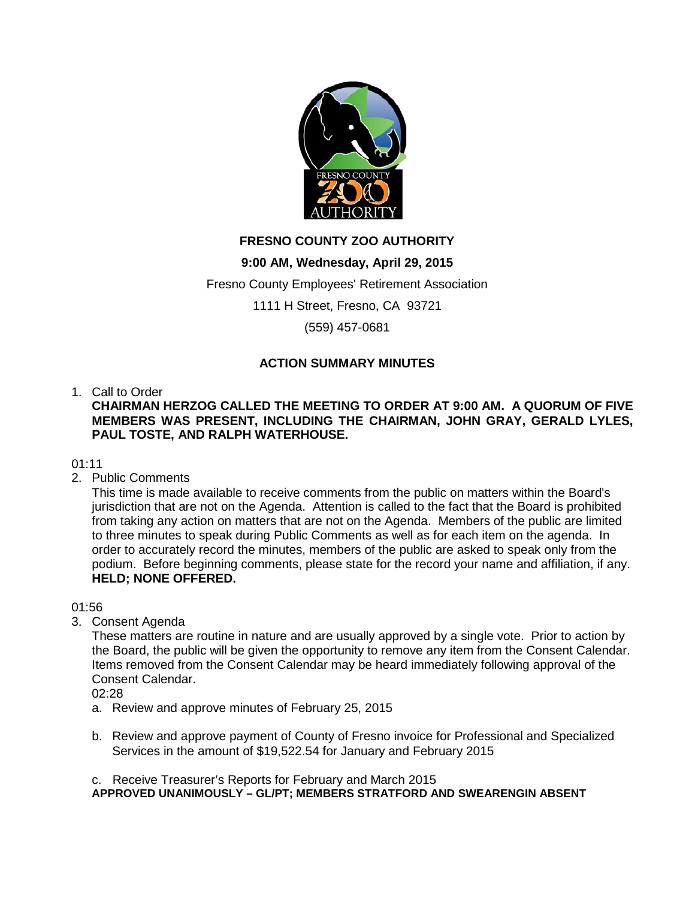# FRESNO COUNTY ZOO AUTHORITY

**9:00 AM, Wednesday, April 29, 2015**

Fresno County Employees' Retirement Association

1111 H Street, Fresno, CA 93721

(559) 457-0681

## ACTION SUMMARY MINUTES

1. Call to Order
   **CHAIRMAN HERZOG CALLED THE MEETING TO ORDER AT 9:00 AM. A QUORUM OF FIVE MEMBERS WAS PRESENT, INCLUDING THE CHAIRMAN, JOHN GRAY, GERALD LYLES, PAUL TOSTE, AND RALPH WATERHOUSE.**

01:11

2. Public Comments
   This time is made available to receive comments from the public on matters within the Board's jurisdiction that are not on the Agenda. Attention is called to the fact that the Board is prohibited from taking any action on matters that are not on the Agenda. Members of the public are limited to three minutes to speak during Public Comments as well as for each item on the agenda. In order to accurately record the minutes, members of the public are asked to speak only from the podium. Before beginning comments, please state for the record your name and affiliation, if any.
   **HELD; NONE OFFERED.**

01:56

3. Consent Agenda
   These matters are routine in nature and are usually approved by a single vote. Prior to action by the Board, the public will be given the opportunity to remove any item from the Consent Calendar. Items removed from the Consent Calendar may be heard immediately following approval of the Consent Calendar.
   02:28
   a. Review and approve minutes of February 25, 2015

   b. Review and approve payment of County of Fresno invoice for Professional and Specialized Services in the amount of $19,522.54 for January and February 2015

   c. Receive Treasurer's Reports for February and March 2015
   **APPROVED UNANIMOUSLY – GL/PT; MEMBERS STRATFORD AND SWEARENGIN ABSENT**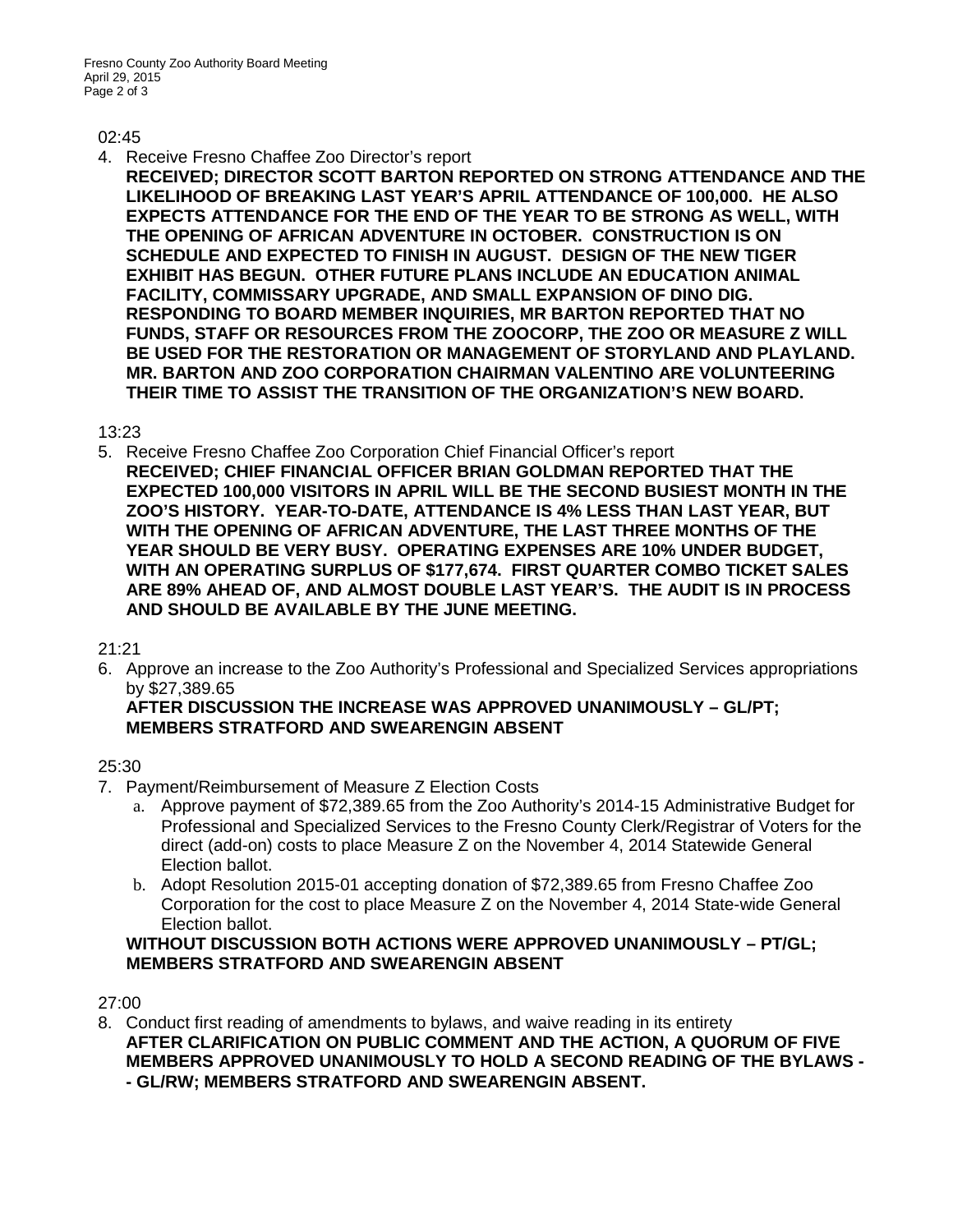02:45

4. Receive Fresno Chaffee Zoo Director's report
   **RECEIVED; DIRECTOR SCOTT BARTON REPORTED ON STRONG ATTENDANCE AND THE LIKELIHOOD OF BREAKING LAST YEAR'S APRIL ATTENDANCE OF 100,000. HE ALSO EXPECTS ATTENDANCE FOR THE END OF THE YEAR TO BE STRONG AS WELL, WITH THE OPENING OF AFRICAN ADVENTURE IN OCTOBER. CONSTRUCTION IS ON SCHEDULE AND EXPECTED TO FINISH IN AUGUST. DESIGN OF THE NEW TIGER EXHIBIT HAS BEGUN. OTHER FUTURE PLANS INCLUDE AN EDUCATION ANIMAL FACILITY, COMMISSARY UPGRADE, AND SMALL EXPANSION OF DINO DIG. RESPONDING TO BOARD MEMBER INQUIRIES, MR BARTON REPORTED THAT NO FUNDS, STAFF OR RESOURCES FROM THE ZOOCORP, THE ZOO OR MEASURE Z WILL BE USED FOR THE RESTORATION OR MANAGEMENT OF STORYLAND AND PLAYLAND. MR. BARTON AND ZOO CORPORATION CHAIRMAN VALENTINO ARE VOLUNTEERING THEIR TIME TO ASSIST THE TRANSITION OF THE ORGANIZATION'S NEW BOARD.**

13:23

5. Receive Fresno Chaffee Zoo Corporation Chief Financial Officer's report
   **RECEIVED; CHIEF FINANCIAL OFFICER BRIAN GOLDMAN REPORTED THAT THE EXPECTED 100,000 VISITORS IN APRIL WILL BE THE SECOND BUSIEST MONTH IN THE ZOO'S HISTORY. YEAR-TO-DATE, ATTENDANCE IS 4% LESS THAN LAST YEAR, BUT WITH THE OPENING OF AFRICAN ADVENTURE, THE LAST THREE MONTHS OF THE YEAR SHOULD BE VERY BUSY. OPERATING EXPENSES ARE 10% UNDER BUDGET, WITH AN OPERATING SURPLUS OF $177,674. FIRST QUARTER COMBO TICKET SALES ARE 89% AHEAD OF, AND ALMOST DOUBLE LAST YEAR'S. THE AUDIT IS IN PROCESS AND SHOULD BE AVAILABLE BY THE JUNE MEETING.**

21:21

6. Approve an increase to the Zoo Authority's Professional and Specialized Services appropriations by $27,389.65
   **AFTER DISCUSSION THE INCREASE WAS APPROVED UNANIMOUSLY – GL/PT; MEMBERS STRATFORD AND SWEARENGIN ABSENT**

25:30

7. Payment/Reimbursement of Measure Z Election Costs
   a. Approve payment of $72,389.65 from the Zoo Authority's 2014-15 Administrative Budget for Professional and Specialized Services to the Fresno County Clerk/Registrar of Voters for the direct (add-on) costs to place Measure Z on the November 4, 2014 Statewide General Election ballot.
   b. Adopt Resolution 2015-01 accepting donation of $72,389.65 from Fresno Chaffee Zoo Corporation for the cost to place Measure Z on the November 4, 2014 State-wide General Election ballot.

   **WITHOUT DISCUSSION BOTH ACTIONS WERE APPROVED UNANIMOUSLY – PT/GL; MEMBERS STRATFORD AND SWEARENGIN ABSENT**

27:00

8. Conduct first reading of amendments to bylaws, and waive reading in its entirety
   **AFTER CLARIFICATION ON PUBLIC COMMENT AND THE ACTION, A QUORUM OF FIVE MEMBERS APPROVED UNANIMOUSLY TO HOLD A SECOND READING OF THE BYLAWS -- GL/RW; MEMBERS STRATFORD AND SWEARENGIN ABSENT.**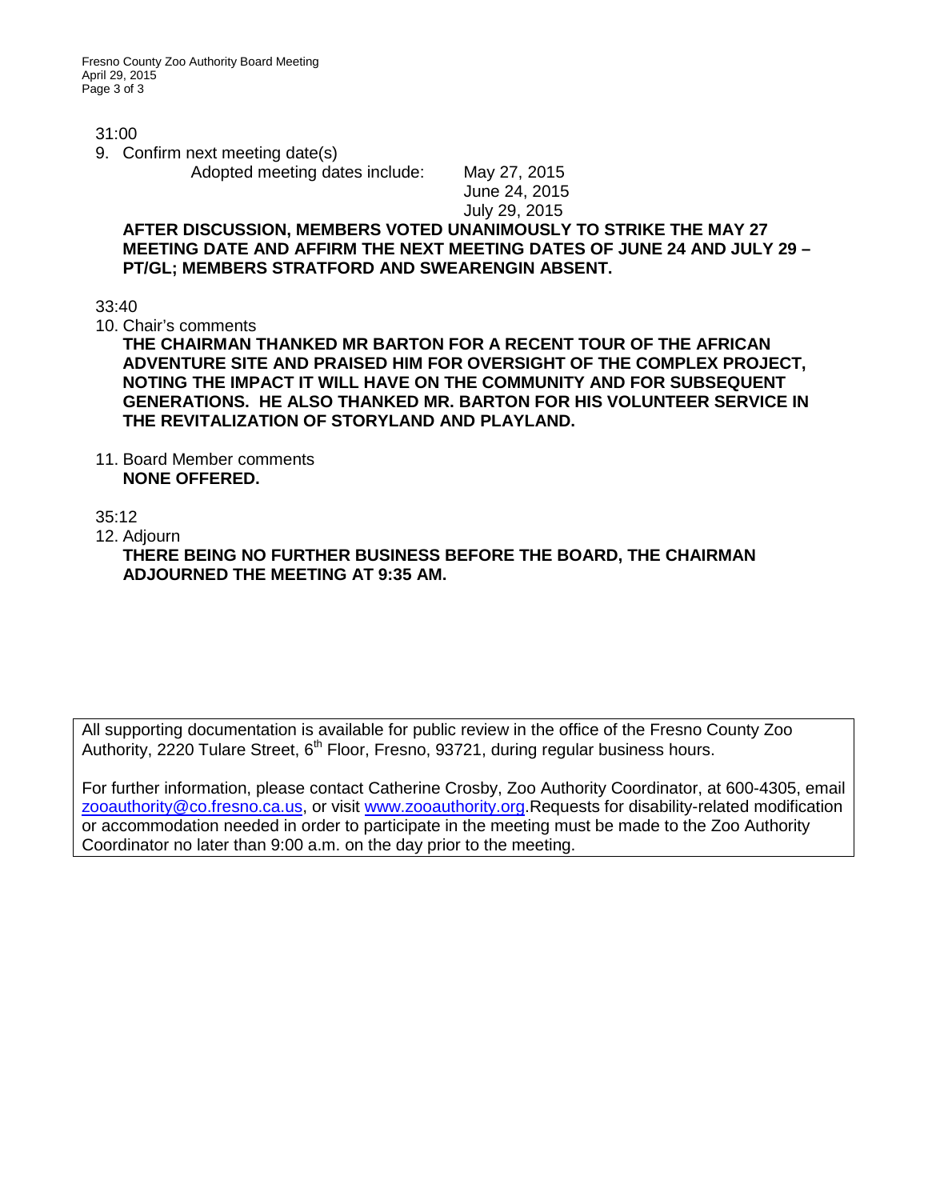31:00

9. Confirm next meeting date(s)

   Adopted meeting dates include: May 27, 2015
   June 24, 2015
   July 29, 2015

   **AFTER DISCUSSION, MEMBERS VOTED UNANIMOUSLY TO STRIKE THE MAY 27 MEETING DATE AND AFFIRM THE NEXT MEETING DATES OF JUNE 24 AND JULY 29 – PT/GL; MEMBERS STRATFORD AND SWEARENGIN ABSENT.**

33:40

10. Chair's comments

    **THE CHAIRMAN THANKED MR BARTON FOR A RECENT TOUR OF THE AFRICAN ADVENTURE SITE AND PRAISED HIM FOR OVERSIGHT OF THE COMPLEX PROJECT, NOTING THE IMPACT IT WILL HAVE ON THE COMMUNITY AND FOR SUBSEQUENT GENERATIONS. HE ALSO THANKED MR. BARTON FOR HIS VOLUNTEER SERVICE IN THE REVITALIZATION OF STORYLAND AND PLAYLAND.**

11. Board Member comments

    **NONE OFFERED.**

35:12

12. Adjourn

    **THERE BEING NO FURTHER BUSINESS BEFORE THE BOARD, THE CHAIRMAN ADJOURNED THE MEETING AT 9:35 AM.**

All supporting documentation is available for public review in the office of the Fresno County Zoo Authority, 2220 Tulare Street, 6th Floor, Fresno, 93721, during regular business hours.

For further information, please contact Catherine Crosby, Zoo Authority Coordinator, at 600-4305, email zooauthority@co.fresno.ca.us, or visit www.zooauthority.org.Requests for disability-related modification or accommodation needed in order to participate in the meeting must be made to the Zoo Authority Coordinator no later than 9:00 a.m. on the day prior to the meeting.